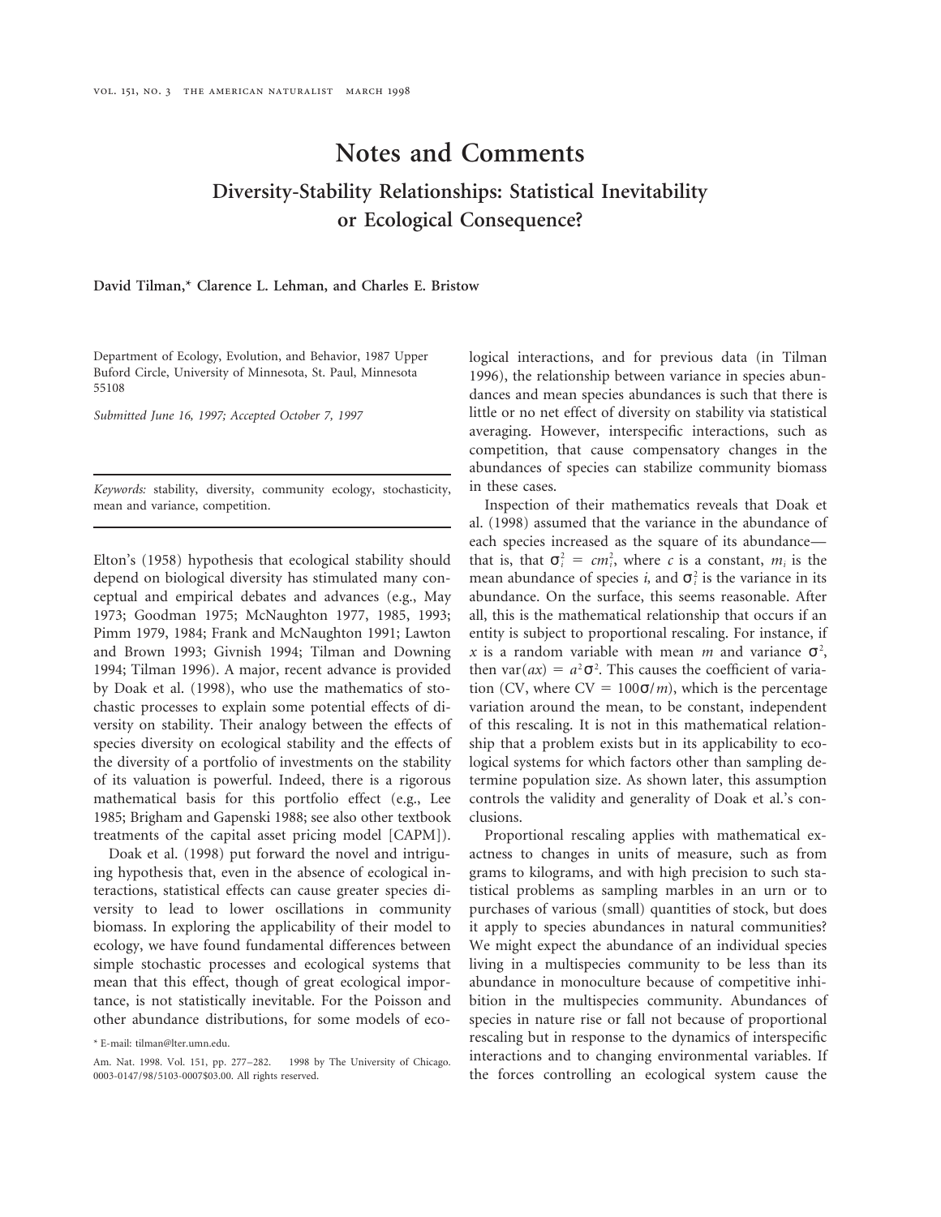# Notes and Comments

## Diversity-Stability Relationships: Statistical Inevitability or Ecological Consequence?

**David Tilman,* Clarence L. Lehman, and Charles E. Bristow**

Department of Ecology, Evolution, and Behavior, 1987 Upper Buford Circle, University of Minnesota, St. Paul, Minnesota 55108

*Submitted June 16, 1997; Accepted October 7, 1997*

*Keywords:* stability, diversity, community ecology, stochasticity, mean and variance, competition.

Elton's (1958) hypothesis that ecological stability should depend on biological diversity has stimulated many conceptual and empirical debates and advances (e.g., May 1973; Goodman 1975; McNaughton 1977, 1985, 1993; Pimm 1979, 1984; Frank and McNaughton 1991; Lawton and Brown 1993; Givnish 1994; Tilman and Downing 1994; Tilman 1996). A major, recent advance is provided by Doak et al. (1998), who use the mathematics of stochastic processes to explain some potential effects of diversity on stability. Their analogy between the effects of species diversity on ecological stability and the effects of the diversity of a portfolio of investments on the stability of its valuation is powerful. Indeed, there is a rigorous mathematical basis for this portfolio effect (e.g., Lee 1985; Brigham and Gapenski 1988; see also other textbook treatments of the capital asset pricing model [CAPM]).

Doak et al. (1998) put forward the novel and intriguing hypothesis that, even in the absence of ecological interactions, statistical effects can cause greater species diversity to lead to lower oscillations in community biomass. In exploring the applicability of their model to ecology, we have found fundamental differences between simple stochastic processes and ecological systems that mean that this effect, though of great ecological importance, is not statistically inevitable. For the Poisson and other abundance distributions, for some models of ecological interactions, and for previous data (in Tilman 1996), the relationship between variance in species abundances and mean species abundances is such that there is little or no net effect of diversity on stability via statistical averaging. However, interspecific interactions, such as competition, that cause compensatory changes in the abundances of species can stabilize community biomass in these cases.

Inspection of their mathematics reveals that Doak et al. (1998) assumed that the variance in the abundance of each species increased as the square of its abundance—that is, that $\sigma_i^2 = cm_i^2$, where $c$ is a constant, $m_i$ is the mean abundance of species $i$, and $\sigma_i^2$ is the variance in its abundance. On the surface, this seems reasonable. After all, this is the mathematical relationship that occurs if an entity is subject to proportional rescaling. For instance, if $x$ is a random variable with mean $m$ and variance $\sigma^2$, then $\text{var}(ax) = a^2\sigma^2$. This causes the coefficient of variation (CV, where $\text{CV} = 100\sigma/m$), which is the percentage variation around the mean, to be constant, independent of this rescaling. It is not in this mathematical relationship that a problem exists but in its applicability to ecological systems for which factors other than sampling determine population size. As shown later, this assumption controls the validity and generality of Doak et al.'s conclusions.

Proportional rescaling applies with mathematical exactness to changes in units of measure, such as from grams to kilograms, and with high precision to such statistical problems as sampling marbles in an urn or to purchases of various (small) quantities of stock, but does it apply to species abundances in natural communities? We might expect the abundance of an individual species living in a multispecies community to be less than its abundance in monoculture because of competitive inhibition in the multispecies community. Abundances of species in nature rise or fall not because of proportional rescaling but in response to the dynamics of interspecific interactions and to changing environmental variables. If the forces controlling an ecological system cause the

\* E-mail: tilman@lter.umn.edu.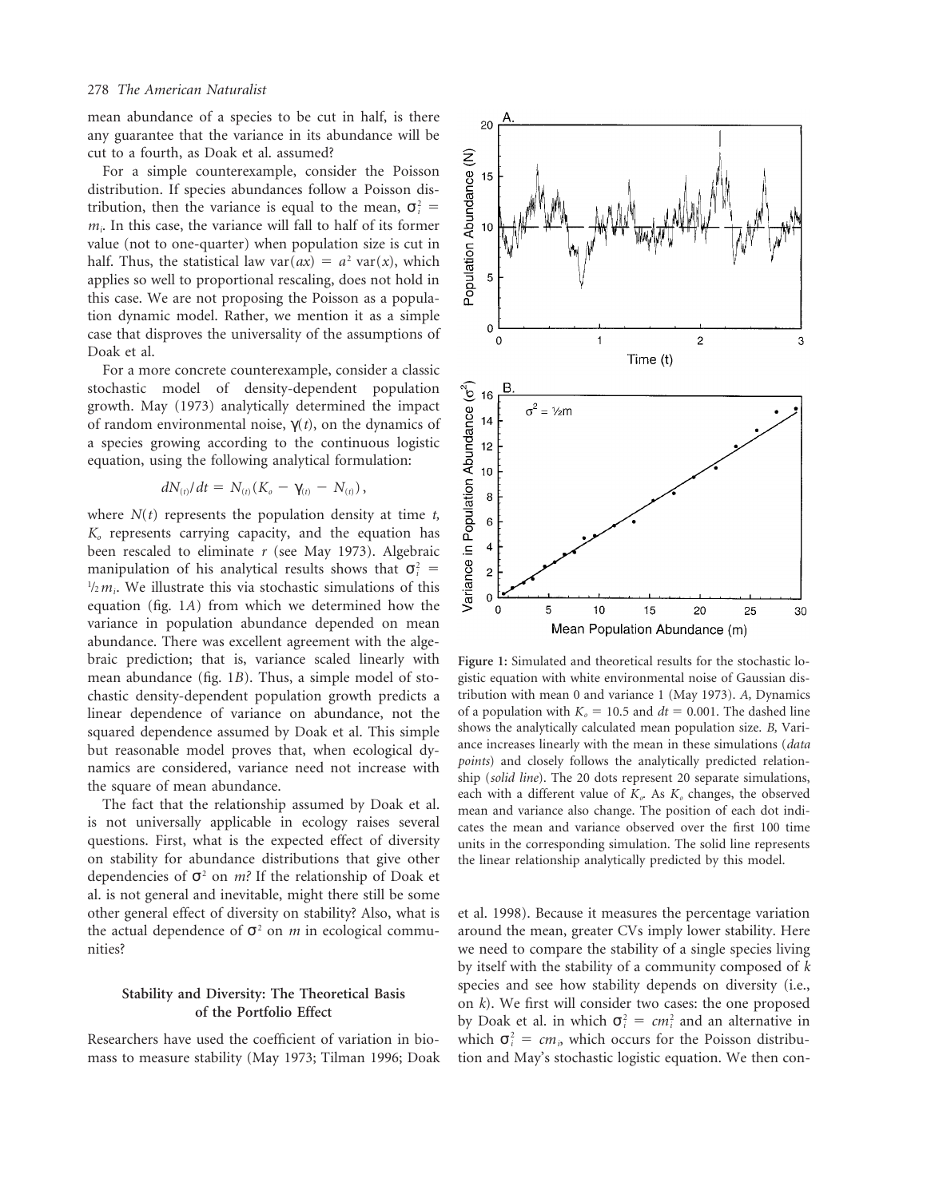mean abundance of a species to be cut in half, is there any guarantee that the variance in its abundance will be cut to a fourth, as Doak et al. assumed?

For a simple counterexample, consider the Poisson distribution. If species abundances follow a Poisson distribution, then the variance is equal to the mean, $\sigma_i^2 = m_i$. In this case, the variance will fall to half of its former value (not to one-quarter) when population size is cut in half. Thus, the statistical law $\mathrm{var}(ax) = a^2\,\mathrm{var}(x)$, which applies so well to proportional rescaling, does not hold in this case. We are not proposing the Poisson as a population dynamic model. Rather, we mention it as a simple case that disproves the universality of the assumptions of Doak et al.

For a more concrete counterexample, consider a classic stochastic model of density-dependent population growth. May (1973) analytically determined the impact of random environmental noise, $\gamma(t)$, on the dynamics of a species growing according to the continuous logistic equation, using the following analytical formulation:

$$dN_{(t)}/dt = N_{(t)}(K_o - \gamma_{(t)} - N_{(t)}),$$

where $N(t)$ represents the population density at time $t$, $K_o$ represents carrying capacity, and the equation has been rescaled to eliminate $r$ (see May 1973). Algebraic manipulation of his analytical results shows that $\sigma_i^2 = \frac{1}{2} m_i$. We illustrate this via stochastic simulations of this equation (fig. 1*A*) from which we determined how the variance in population abundance depended on mean abundance. There was excellent agreement with the algebraic prediction; that is, variance scaled linearly with mean abundance (fig. 1*B*). Thus, a simple model of stochastic density-dependent population growth predicts a linear dependence of variance on abundance, not the squared dependence assumed by Doak et al. This simple but reasonable model proves that, when ecological dynamics are considered, variance need not increase with the square of mean abundance.

The fact that the relationship assumed by Doak et al. is not universally applicable in ecology raises several questions. First, what is the expected effect of diversity on stability for abundance distributions that give other dependencies of $\sigma^2$ on $m$? If the relationship of Doak et al. is not general and inevitable, might there still be some other general effect of diversity on stability? Also, what is the actual dependence of $\sigma^2$ on $m$ in ecological communities?

**Figure 1:** Simulated and theoretical results for the stochastic logistic equation with white environmental noise of Gaussian distribution with mean 0 and variance 1 (May 1973). *A*, Dynamics of a population with $K_o = 10.5$ and $dt = 0.001$. The dashed line shows the analytically calculated mean population size. *B*, Variance increases linearly with the mean in these simulations (*data points*) and closely follows the analytically predicted relationship (*solid line*). The 20 dots represent 20 separate simulations, each with a different value of $K_o$. As $K_o$ changes, the observed mean and variance also change. The position of each dot indicates the mean and variance observed over the first 100 time units in the corresponding simulation. The solid line represents the linear relationship analytically predicted by this model.

## Stability and Diversity: The Theoretical Basis of the Portfolio Effect

Researchers have used the coefficient of variation in biomass to measure stability (May 1973; Tilman 1996; Doak et al. 1998). Because it measures the percentage variation around the mean, greater CVs imply lower stability. Here we need to compare the stability of a single species living by itself with the stability of a community composed of $k$ species and see how stability depends on diversity (i.e., on $k$). We first will consider two cases: the one proposed by Doak et al. in which $\sigma_i^2 = cm_i^2$ and an alternative in which $\sigma_i^2 = cm_i$, which occurs for the Poisson distribution and May's stochastic logistic equation. We then con-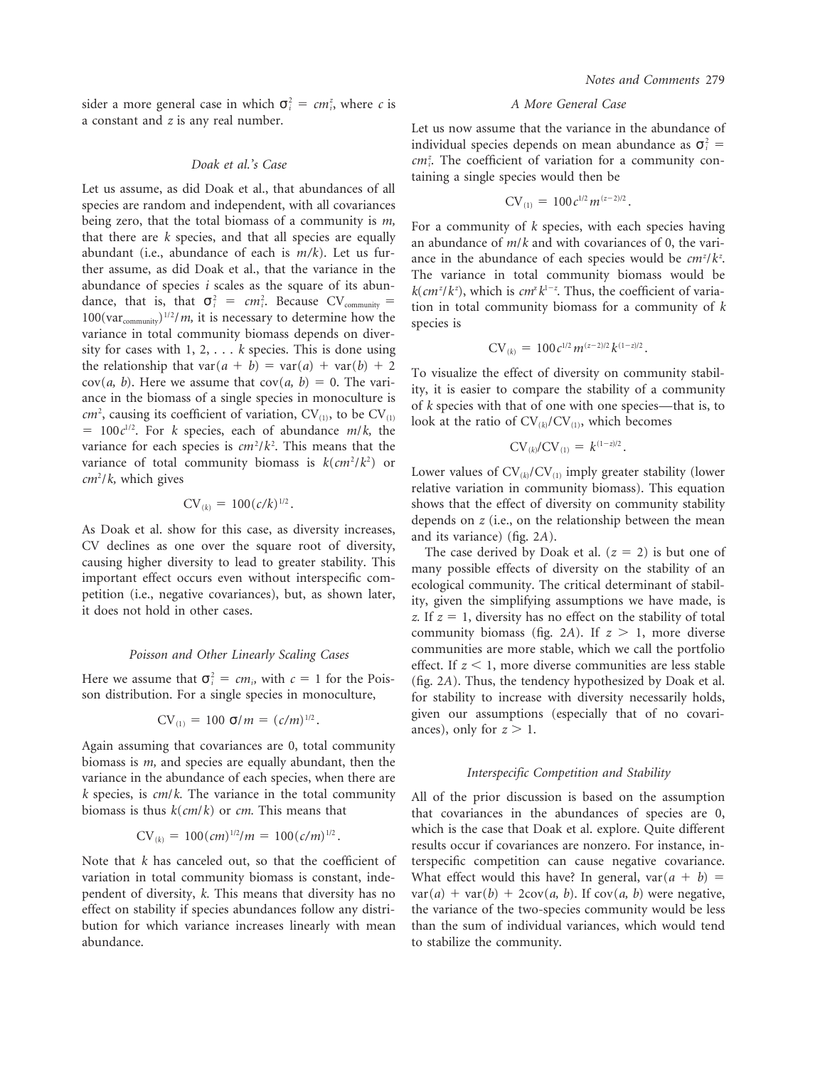sider a more general case in which $\sigma_i^2 = cm_i^z$, where $c$ is a constant and $z$ is any real number.

### *Doak et al.'s Case*

Let us assume, as did Doak et al., that abundances of all species are random and independent, with all covariances being zero, that the total biomass of a community is $m$, that there are $k$ species, and that all species are equally abundant (i.e., abundance of each is $m/k$). Let us further assume, as did Doak et al., that the variance in the abundance of species $i$ scales as the square of its abundance, that is, that $\sigma_i^2 = cm_i^2$. Because $\mathrm{CV}_{\mathrm{community}} = 100(\mathrm{var}_{\mathrm{community}})^{1/2}/m$, it is necessary to determine how the variance in total community biomass depends on diversity for cases with 1, 2, . . . $k$ species. This is done using the relationship that $\mathrm{var}(a + b) = \mathrm{var}(a) + \mathrm{var}(b) + 2\,\mathrm{cov}(a, b)$. Here we assume that $\mathrm{cov}(a, b) = 0$. The variance in the biomass of a single species in monoculture is $cm^2$, causing its coefficient of variation, $\mathrm{CV}_{(1)}$, to be $\mathrm{CV}_{(1)} = 100c^{1/2}$. For $k$ species, each of abundance $m/k$, the variance for each species is $cm^2/k^2$. This means that the variance of total community biomass is $k(cm^2/k^2)$ or $cm^2/k$, which gives

$$\mathrm{CV}_{(k)} = 100(c/k)^{1/2}.$$

As Doak et al. show for this case, as diversity increases, CV declines as one over the square root of diversity, causing higher diversity to lead to greater stability. This important effect occurs even without interspecific competition (i.e., negative covariances), but, as shown later, it does not hold in other cases.

### *Poisson and Other Linearly Scaling Cases*

Here we assume that $\sigma_i^2 = cm_i$, with $c = 1$ for the Poisson distribution. For a single species in monoculture,

$$\mathrm{CV}_{(1)} = 100\ \sigma/m = (c/m)^{1/2}.$$

Again assuming that covariances are 0, total community biomass is $m$, and species are equally abundant, then the variance in the abundance of each species, when there are $k$ species, is $cm/k$. The variance in the total community biomass is thus $k(cm/k)$ or $cm$. This means that

$$\mathrm{CV}_{(k)} = 100(cm)^{1/2}/m = 100(c/m)^{1/2}.$$

Note that $k$ has canceled out, so that the coefficient of variation in total community biomass is constant, independent of diversity, $k$. This means that diversity has no effect on stability if species abundances follow any distribution for which variance increases linearly with mean abundance.

### *A More General Case*

Let us now assume that the variance in the abundance of individual species depends on mean abundance as $\sigma_i^2 = cm_i^z$. The coefficient of variation for a community containing a single species would then be

$$\mathrm{CV}_{(1)} = 100\,c^{1/2}\,m^{(z-2)/2}.$$

For a community of $k$ species, with each species having an abundance of $m/k$ and with covariances of 0, the variance in the abundance of each species would be $cm^z/k^z$. The variance in total community biomass would be $k(cm^z/k^z)$, which is $cm^z k^{1-z}$. Thus, the coefficient of variation in total community biomass for a community of $k$ species is

$$\mathrm{CV}_{(k)} = 100\,c^{1/2}\,m^{(z-2)/2}\,k^{(1-z)/2}.$$

To visualize the effect of diversity on community stability, it is easier to compare the stability of a community of $k$ species with that of one with one species—that is, to look at the ratio of $\mathrm{CV}_{(k)}/\mathrm{CV}_{(1)}$, which becomes

$$\mathrm{CV}_{(k)}/\mathrm{CV}_{(1)} = k^{(1-z)/2}.$$

Lower values of $\mathrm{CV}_{(k)}/\mathrm{CV}_{(1)}$ imply greater stability (lower relative variation in community biomass). This equation shows that the effect of diversity on community stability depends on $z$ (i.e., on the relationship between the mean and its variance) (fig. 2*A*).

The case derived by Doak et al. ($z = 2$) is but one of many possible effects of diversity on the stability of an ecological community. The critical determinant of stability, given the simplifying assumptions we have made, is $z$. If $z = 1$, diversity has no effect on the stability of total community biomass (fig. 2*A*). If $z > 1$, more diverse communities are more stable, which we call the portfolio effect. If $z < 1$, more diverse communities are less stable (fig. 2*A*). Thus, the tendency hypothesized by Doak et al. for stability to increase with diversity necessarily holds, given our assumptions (especially that of no covariances), only for $z > 1$.

### *Interspecific Competition and Stability*

All of the prior discussion is based on the assumption that covariances in the abundances of species are 0, which is the case that Doak et al. explore. Quite different results occur if covariances are nonzero. For instance, interspecific competition can cause negative covariance. What effect would this have? In general, $\mathrm{var}(a + b) = \mathrm{var}(a) + \mathrm{var}(b) + 2\mathrm{cov}(a, b)$. If $\mathrm{cov}(a, b)$ were negative, the variance of the two-species community would be less than the sum of individual variances, which would tend to stabilize the community.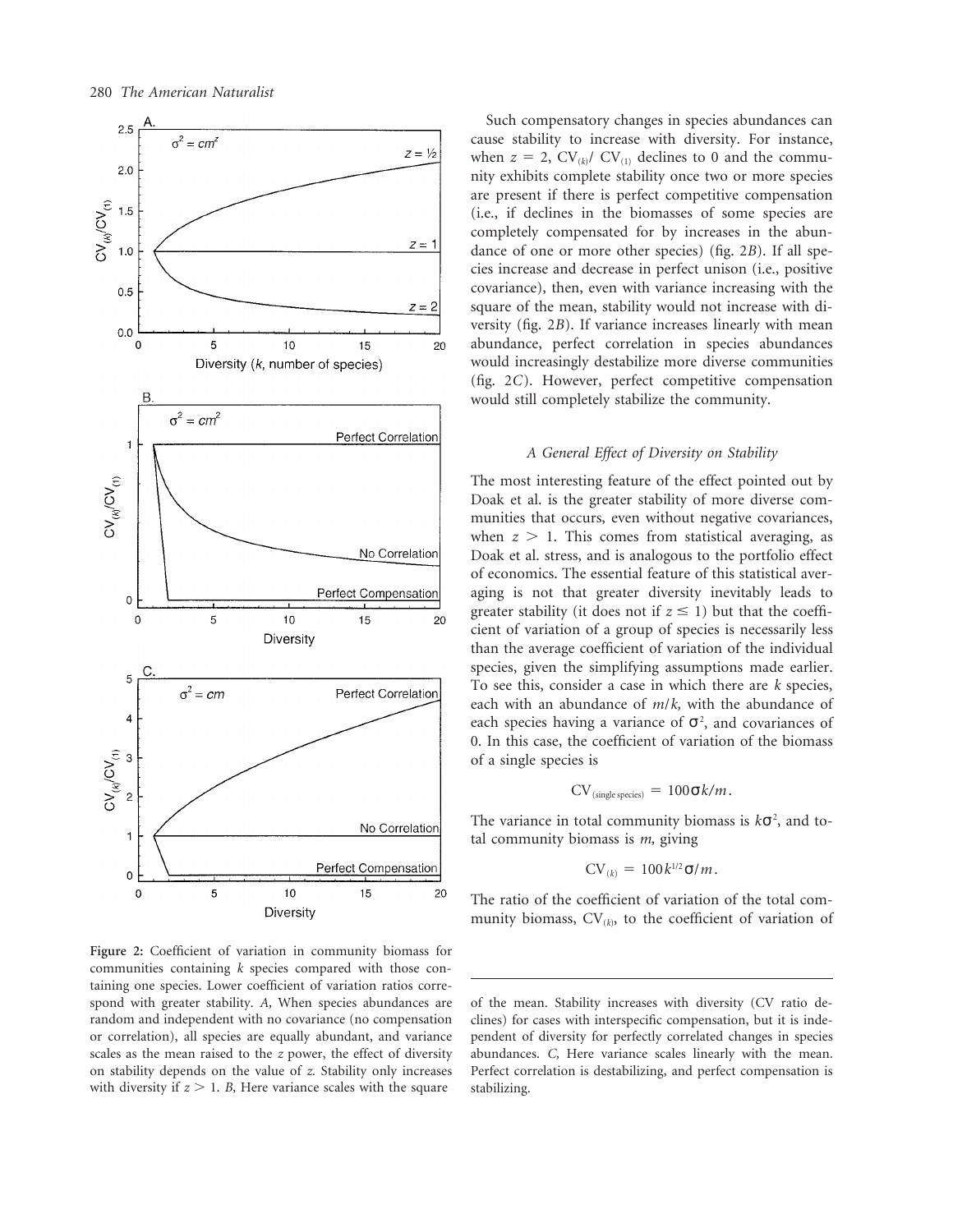Such compensatory changes in species abundances can cause stability to increase with diversity. For instance, when $z = 2$, $CV_{(k)}/CV_{(1)}$ declines to 0 and the community exhibits complete stability once two or more species are present if there is perfect competitive compensation (i.e., if declines in the biomasses of some species are completely compensated for by increases in the abundance of one or more other species) (fig. 2*B*). If all species increase and decrease in perfect unison (i.e., positive covariance), then, even with variance increasing with the square of the mean, stability would not increase with diversity (fig. 2*B*). If variance increases linearly with mean abundance, perfect correlation in species abundances would increasingly destabilize more diverse communities (fig. 2*C*). However, perfect competitive compensation would still completely stabilize the community.

### *A General Effect of Diversity on Stability*

The most interesting feature of the effect pointed out by Doak et al. is the greater stability of more diverse communities that occurs, even without negative covariances, when $z > 1$. This comes from statistical averaging, as Doak et al. stress, and is analogous to the portfolio effect of economics. The essential feature of this statistical averaging is not that greater diversity inevitably leads to greater stability (it does not if $z \leq 1$) but that the coefficient of variation of a group of species is necessarily less than the average coefficient of variation of the individual species, given the simplifying assumptions made earlier. To see this, consider a case in which there are $k$ species, each with an abundance of $m/k$, with the abundance of each species having a variance of $\sigma^2$, and covariances of 0. In this case, the coefficient of variation of the biomass of a single species is

$$CV_{(\text{single species})} = 100\sigma k/m.$$

The variance in total community biomass is $k\sigma^2$, and total community biomass is $m$, giving

$$CV_{(k)} = 100k^{1/2}\sigma/m.$$

The ratio of the coefficient of variation of the total community biomass, $CV_{(k)}$, to the coefficient of variation of

**Figure 2:** Coefficient of variation in community biomass for communities containing $k$ species compared with those containing one species. Lower coefficient of variation ratios correspond with greater stability. *A,* When species abundances are random and independent with no covariance (no compensation or correlation), all species are equally abundant, and variance scales as the mean raised to the $z$ power, the effect of diversity on stability depends on the value of $z$. Stability only increases with diversity if $z > 1$. *B,* Here variance scales with the square of the mean. Stability increases with diversity (CV ratio declines) for cases with interspecific compensation, but it is independent of diversity for perfectly correlated changes in species abundances. *C,* Here variance scales linearly with the mean. Perfect correlation is destabilizing, and perfect compensation is stabilizing.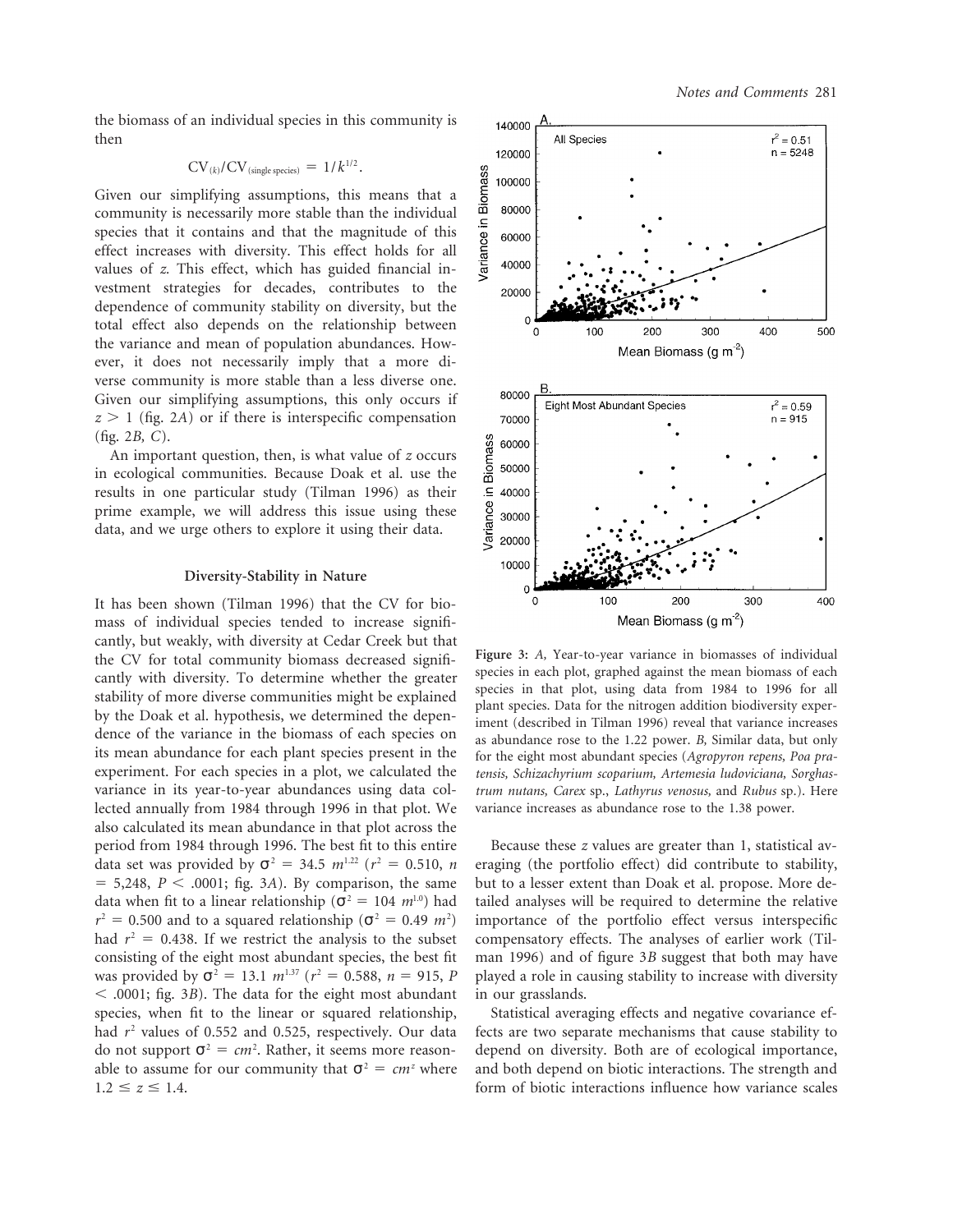the biomass of an individual species in this community is then

$$\mathrm{CV}_{(k)}/\mathrm{CV}_{(\text{single species})} = 1/k^{1/2}.$$

Given our simplifying assumptions, this means that a community is necessarily more stable than the individual species that it contains and that the magnitude of this effect increases with diversity. This effect holds for all values of $z$. This effect, which has guided financial investment strategies for decades, contributes to the dependence of community stability on diversity, but the total effect also depends on the relationship between the variance and mean of population abundances. However, it does not necessarily imply that a more diverse community is more stable than a less diverse one. Given our simplifying assumptions, this only occurs if $z > 1$ (fig. 2*A*) or if there is interspecific compensation (fig. 2*B*, *C*).

An important question, then, is what value of $z$ occurs in ecological communities. Because Doak et al. use the results in one particular study (Tilman 1996) as their prime example, we will address this issue using these data, and we urge others to explore it using their data.

## Diversity-Stability in Nature

It has been shown (Tilman 1996) that the CV for biomass of individual species tended to increase significantly, but weakly, with diversity at Cedar Creek but that the CV for total community biomass decreased significantly with diversity. To determine whether the greater stability of more diverse communities might be explained by the Doak et al. hypothesis, we determined the dependence of the variance in the biomass of each species on its mean abundance for each plant species present in the experiment. For each species in a plot, we calculated the variance in its year-to-year abundances using data collected annually from 1984 through 1996 in that plot. We also calculated its mean abundance in that plot across the period from 1984 through 1996. The best fit to this entire data set was provided by $\sigma^2 = 34.5\ m^{1.22}$ ($r^2 = 0.510$, $n = 5{,}248$, $P < .0001$; fig. 3*A*). By comparison, the same data when fit to a linear relationship ($\sigma^2 = 104\ m^{1.0}$) had $r^2 = 0.500$ and to a squared relationship ($\sigma^2 = 0.49\ m^2$) had $r^2 = 0.438$. If we restrict the analysis to the subset consisting of the eight most abundant species, the best fit was provided by $\sigma^2 = 13.1\ m^{1.37}$ ($r^2 = 0.588$, $n = 915$, $P < .0001$; fig. 3*B*). The data for the eight most abundant species, when fit to the linear or squared relationship, had $r^2$ values of 0.552 and 0.525, respectively. Our data do not support $\sigma^2 = cm^2$. Rather, it seems more reasonable to assume for our community that $\sigma^2 = cm^z$ where $1.2 \leq z \leq 1.4$.

**Figure 3:** *A*, Year-to-year variance in biomasses of individual species in each plot, graphed against the mean biomass of each species in that plot, using data from 1984 to 1996 for all plant species. Data for the nitrogen addition biodiversity experiment (described in Tilman 1996) reveal that variance increases as abundance rose to the 1.22 power. *B*, Similar data, but only for the eight most abundant species (*Agropyron repens*, *Poa pratensis*, *Schizachyrium scoparium*, *Artemesia ludoviciana*, *Sorghastrum nutans*, *Carex* sp., *Lathyrus venosus*, and *Rubus* sp.). Here variance increases as abundance rose to the 1.38 power.

Because these $z$ values are greater than 1, statistical averaging (the portfolio effect) did contribute to stability, but to a lesser extent than Doak et al. propose. More detailed analyses will be required to determine the relative importance of the portfolio effect versus interspecific compensatory effects. The analyses of earlier work (Tilman 1996) and of figure 3*B* suggest that both may have played a role in causing stability to increase with diversity in our grasslands.

Statistical averaging effects and negative covariance effects are two separate mechanisms that cause stability to depend on diversity. Both are of ecological importance, and both depend on biotic interactions. The strength and form of biotic interactions influence how variance scales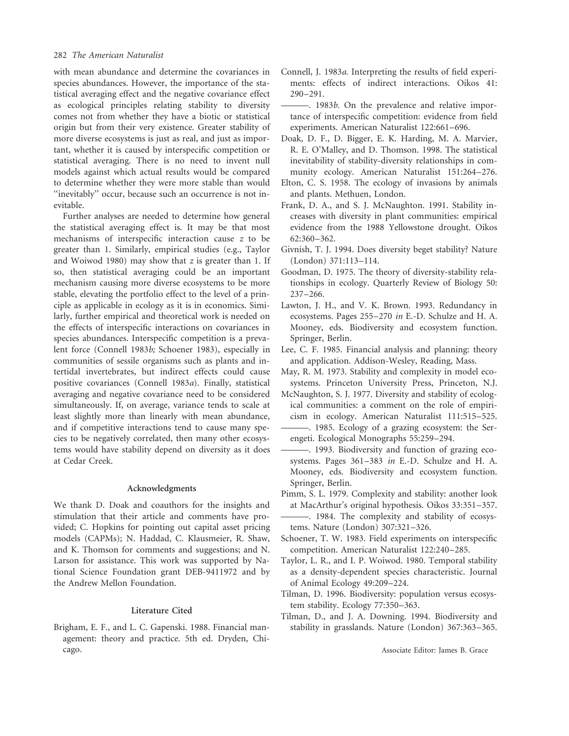with mean abundance and determine the covariances in species abundances. However, the importance of the statistical averaging effect and the negative covariance effect as ecological principles relating stability to diversity comes not from whether they have a biotic or statistical origin but from their very existence. Greater stability of more diverse ecosystems is just as real, and just as important, whether it is caused by interspecific competition or statistical averaging. There is no need to invent null models against which actual results would be compared to determine whether they were more stable than would "inevitably" occur, because such an occurrence is not inevitable.

Further analyses are needed to determine how general the statistical averaging effect is. It may be that most mechanisms of interspecific interaction cause $z$ to be greater than 1. Similarly, empirical studies (e.g., Taylor and Woiwod 1980) may show that $z$ is greater than 1. If so, then statistical averaging could be an important mechanism causing more diverse ecosystems to be more stable, elevating the portfolio effect to the level of a principle as applicable in ecology as it is in economics. Similarly, further empirical and theoretical work is needed on the effects of interspecific interactions on covariances in species abundances. Interspecific competition is a prevalent force (Connell 1983*b;* Schoener 1983), especially in communities of sessile organisms such as plants and intertidal invertebrates, but indirect effects could cause positive covariances (Connell 1983*a*). Finally, statistical averaging and negative covariance need to be considered simultaneously. If, on average, variance tends to scale at least slightly more than linearly with mean abundance, and if competitive interactions tend to cause many species to be negatively correlated, then many other ecosystems would have stability depend on diversity as it does at Cedar Creek.

## Acknowledgments

We thank D. Doak and coauthors for the insights and stimulation that their article and comments have provided; C. Hopkins for pointing out capital asset pricing models (CAPMs); N. Haddad, C. Klausmeier, R. Shaw, and K. Thomson for comments and suggestions; and N. Larson for assistance. This work was supported by National Science Foundation grant DEB-9411972 and by the Andrew Mellon Foundation.

## Literature Cited

Brigham, E. F., and L. C. Gapenski. 1988. Financial management: theory and practice. 5th ed. Dryden, Chicago.

Connell, J. 1983*a*. Interpreting the results of field experiments: effects of indirect interactions. Oikos 41:290–291.

———. 1983*b*. On the prevalence and relative importance of interspecific competition: evidence from field experiments. American Naturalist 122:661–696.

Doak, D. F., D. Bigger, E. K. Harding, M. A. Marvier, R. E. O'Malley, and D. Thomson. 1998. The statistical inevitability of stability-diversity relationships in community ecology. American Naturalist 151:264–276.

Elton, C. S. 1958. The ecology of invasions by animals and plants. Methuen, London.

Frank, D. A., and S. J. McNaughton. 1991. Stability increases with diversity in plant communities: empirical evidence from the 1988 Yellowstone drought. Oikos 62:360–362.

Givnish, T. J. 1994. Does diversity beget stability? Nature (London) 371:113–114.

Goodman, D. 1975. The theory of diversity-stability relationships in ecology. Quarterly Review of Biology 50:237–266.

Lawton, J. H., and V. K. Brown. 1993. Redundancy in ecosystems. Pages 255–270 *in* E.-D. Schulze and H. A. Mooney, eds. Biodiversity and ecosystem function. Springer, Berlin.

Lee, C. F. 1985. Financial analysis and planning: theory and application. Addison-Wesley, Reading, Mass.

May, R. M. 1973. Stability and complexity in model ecosystems. Princeton University Press, Princeton, N.J.

McNaughton, S. J. 1977. Diversity and stability of ecological communities: a comment on the role of empiricism in ecology. American Naturalist 111:515–525.

———. 1985. Ecology of a grazing ecosystem: the Serengeti. Ecological Monographs 55:259–294.

———. 1993. Biodiversity and function of grazing ecosystems. Pages 361–383 *in* E.-D. Schulze and H. A. Mooney, eds. Biodiversity and ecosystem function. Springer, Berlin.

Pimm, S. L. 1979. Complexity and stability: another look at MacArthur's original hypothesis. Oikos 33:351–357.

———. 1984. The complexity and stability of ecosystems. Nature (London) 307:321–326.

Schoener, T. W. 1983. Field experiments on interspecific competition. American Naturalist 122:240–285.

Taylor, L. R., and I. P. Woiwod. 1980. Temporal stability as a density-dependent species characteristic. Journal of Animal Ecology 49:209–224.

Tilman, D. 1996. Biodiversity: population versus ecosystem stability. Ecology 77:350–363.

Tilman, D., and J. A. Downing. 1994. Biodiversity and stability in grasslands. Nature (London) 367:363–365.

Associate Editor: James B. Grace